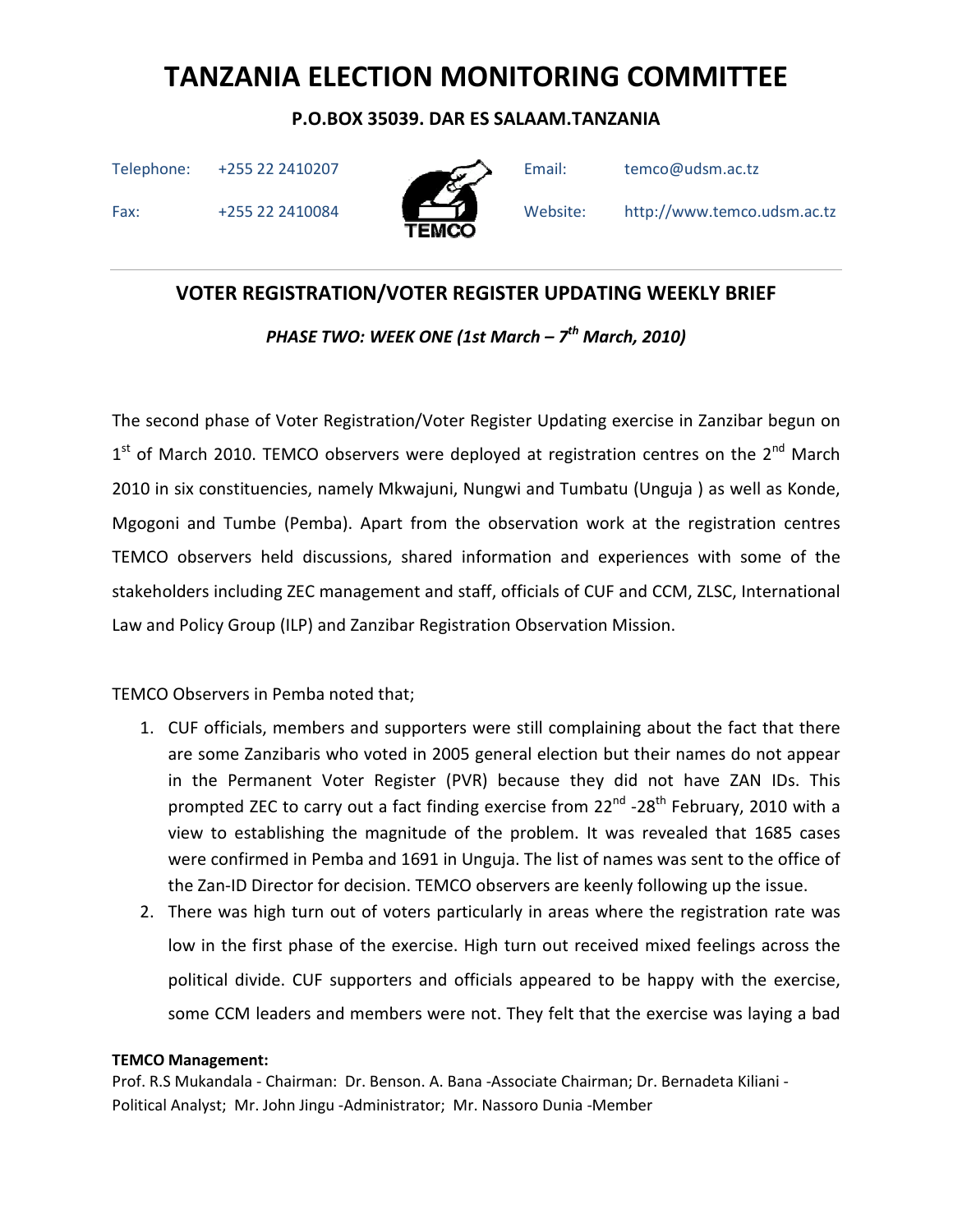# TANZANIA ELECTION MONITORING COMMITTEE

**P.O.BOX 35039. DAR ES SALAAM.TANZANIA**

Telephone: +255 22 2410207 Email: temco@udsm.ac.tz

Fax: +255 22 2410084 Website: http://www.temco.udsm.ac.tz

TEMCO

---

## VOTER REGISTRATION/VOTER REGISTER UPDATING WEEKLY BRIEF

***PHASE TWO: WEEK ONE (1st March – 7th March, 2010)***

The second phase of Voter Registration/Voter Register Updating exercise in Zanzibar begun on 1st of March 2010. TEMCO observers were deployed at registration centres on the 2nd March 2010 in six constituencies, namely Mkwajuni, Nungwi and Tumbatu (Unguja ) as well as Konde, Mgogoni and Tumbe (Pemba). Apart from the observation work at the registration centres TEMCO observers held discussions, shared information and experiences with some of the stakeholders including ZEC management and staff, officials of CUF and CCM, ZLSC, International Law and Policy Group (ILP) and Zanzibar Registration Observation Mission.

TEMCO Observers in Pemba noted that;

1. CUF officials, members and supporters were still complaining about the fact that there are some Zanzibaris who voted in 2005 general election but their names do not appear in the Permanent Voter Register (PVR) because they did not have ZAN IDs. This prompted ZEC to carry out a fact finding exercise from 22nd -28th February, 2010 with a view to establishing the magnitude of the problem. It was revealed that 1685 cases were confirmed in Pemba and 1691 in Unguja. The list of names was sent to the office of the Zan-ID Director for decision. TEMCO observers are keenly following up the issue.
2. There was high turn out of voters particularly in areas where the registration rate was low in the first phase of the exercise. High turn out received mixed feelings across the political divide. CUF supporters and officials appeared to be happy with the exercise, some CCM leaders and members were not. They felt that the exercise was laying a bad

**TEMCO Management:**
Prof. R.S Mukandala - Chairman: Dr. Benson. A. Bana -Associate Chairman; Dr. Bernadeta Kiliani - Political Analyst; Mr. John Jingu -Administrator; Mr. Nassoro Dunia -Member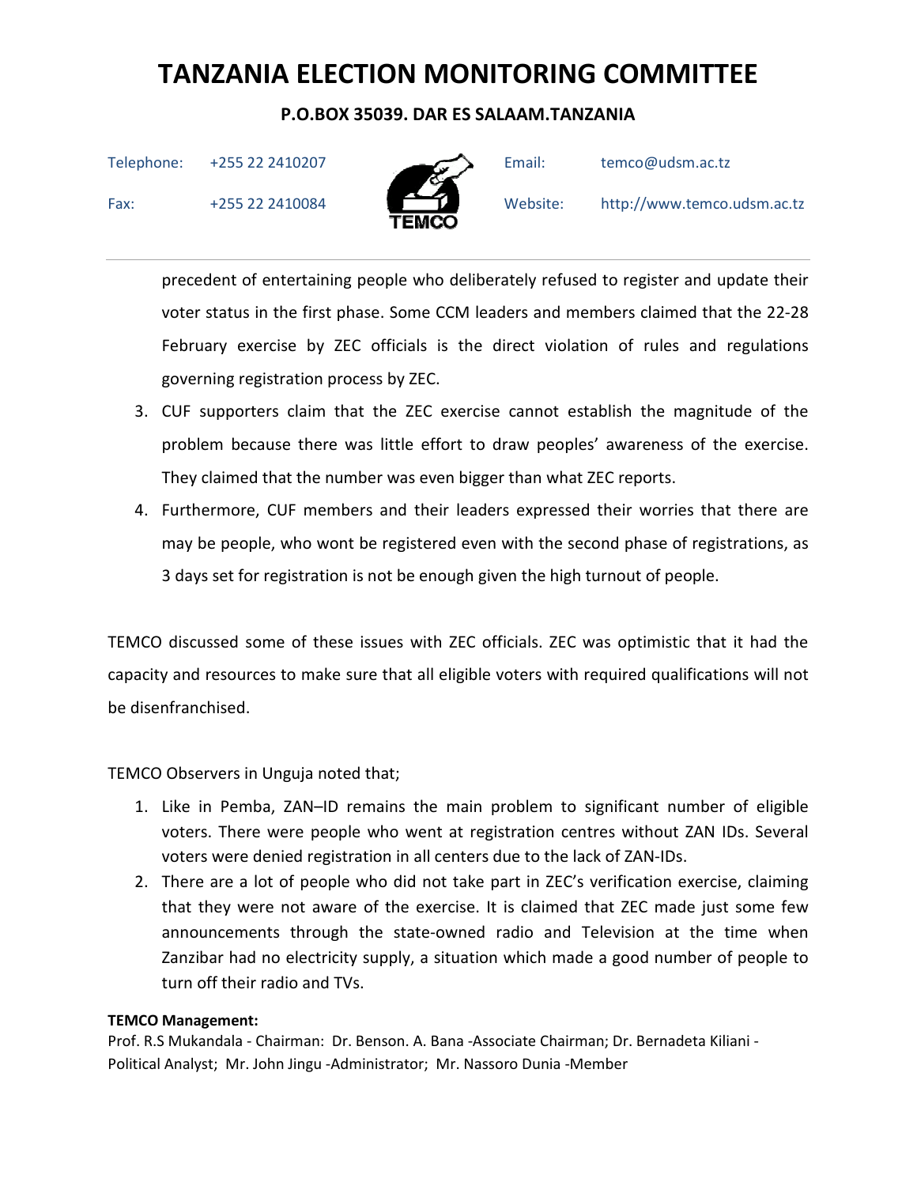precedent of entertaining people who deliberately refused to register and update their voter status in the first phase. Some CCM leaders and members claimed that the 22-28 February exercise by ZEC officials is the direct violation of rules and regulations governing registration process by ZEC.

3. CUF supporters claim that the ZEC exercise cannot establish the magnitude of the problem because there was little effort to draw peoples' awareness of the exercise. They claimed that the number was even bigger than what ZEC reports.
4. Furthermore, CUF members and their leaders expressed their worries that there are may be people, who wont be registered even with the second phase of registrations, as 3 days set for registration is not be enough given the high turnout of people.

TEMCO discussed some of these issues with ZEC officials. ZEC was optimistic that it had the capacity and resources to make sure that all eligible voters with required qualifications will not be disenfranchised.

TEMCO Observers in Unguja noted that;

1. Like in Pemba, ZAN–ID remains the main problem to significant number of eligible voters. There were people who went at registration centres without ZAN IDs. Several voters were denied registration in all centers due to the lack of ZAN-IDs.
2. There are a lot of people who did not take part in ZEC's verification exercise, claiming that they were not aware of the exercise. It is claimed that ZEC made just some few announcements through the state-owned radio and Television at the time when Zanzibar had no electricity supply, a situation which made a good number of people to turn off their radio and TVs.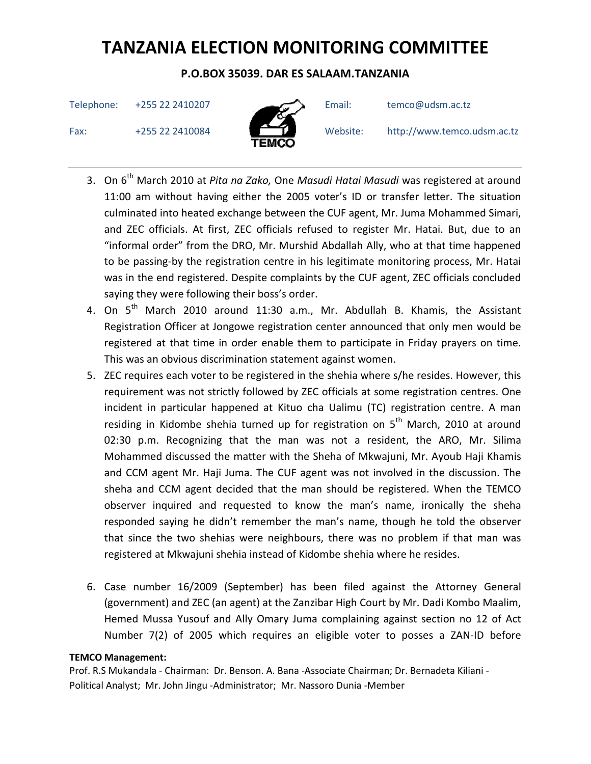3. On 6th March 2010 at *Pita na Zako,* One *Masudi Hatai Masudi* was registered at around 11:00 am without having either the 2005 voter's ID or transfer letter. The situation culminated into heated exchange between the CUF agent, Mr. Juma Mohammed Simari, and ZEC officials. At first, ZEC officials refused to register Mr. Hatai. But, due to an "informal order" from the DRO, Mr. Murshid Abdallah Ally, who at that time happened to be passing-by the registration centre in his legitimate monitoring process, Mr. Hatai was in the end registered. Despite complaints by the CUF agent, ZEC officials concluded saying they were following their boss's order.
4. On 5th March 2010 around 11:30 a.m., Mr. Abdullah B. Khamis, the Assistant Registration Officer at Jongowe registration center announced that only men would be registered at that time in order enable them to participate in Friday prayers on time. This was an obvious discrimination statement against women.
5. ZEC requires each voter to be registered in the shehia where s/he resides. However, this requirement was not strictly followed by ZEC officials at some registration centres. One incident in particular happened at Kituo cha Ualimu (TC) registration centre. A man residing in Kidombe shehia turned up for registration on 5th March, 2010 at around 02:30 p.m. Recognizing that the man was not a resident, the ARO, Mr. Silima Mohammed discussed the matter with the Sheha of Mkwajuni, Mr. Ayoub Haji Khamis and CCM agent Mr. Haji Juma. The CUF agent was not involved in the discussion. The sheha and CCM agent decided that the man should be registered. When the TEMCO observer inquired and requested to know the man's name, ironically the sheha responded saying he didn't remember the man's name, though he told the observer that since the two shehias were neighbours, there was no problem if that man was registered at Mkwajuni shehia instead of Kidombe shehia where he resides.

6. Case number 16/2009 (September) has been filed against the Attorney General (government) and ZEC (an agent) at the Zanzibar High Court by Mr. Dadi Kombo Maalim, Hemed Mussa Yusouf and Ally Omary Juma complaining against section no 12 of Act Number 7(2) of 2005 which requires an eligible voter to posses a ZAN-ID before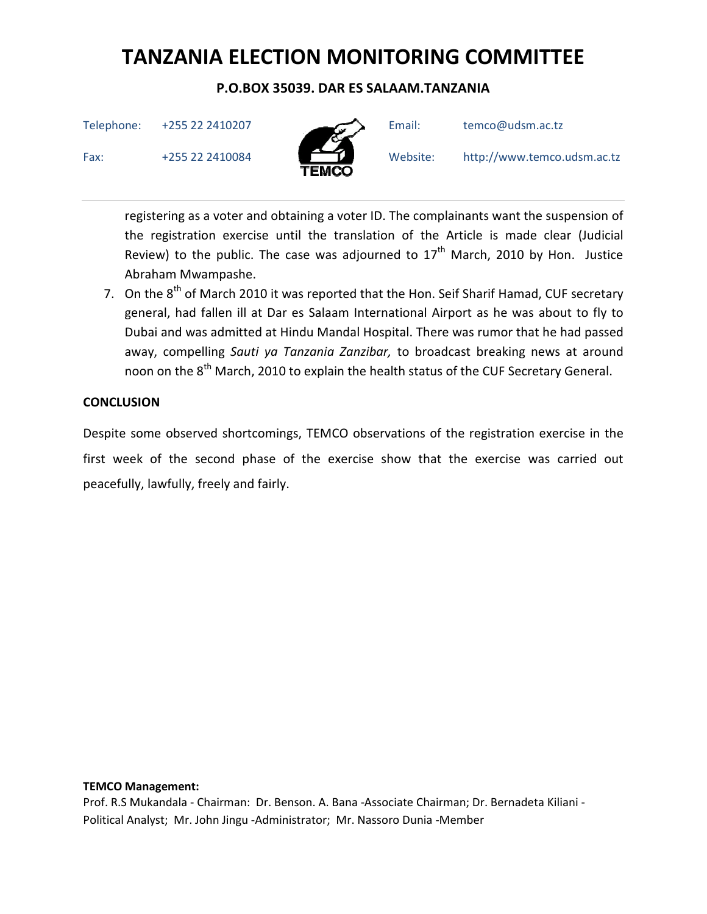registering as a voter and obtaining a voter ID. The complainants want the suspension of the registration exercise until the translation of the Article is made clear (Judicial Review) to the public. The case was adjourned to 17$^{th}$ March, 2010 by Hon. Justice Abraham Mwampashe.

7. On the 8$^{th}$ of March 2010 it was reported that the Hon. Seif Sharif Hamad, CUF secretary general, had fallen ill at Dar es Salaam International Airport as he was about to fly to Dubai and was admitted at Hindu Mandal Hospital. There was rumor that he had passed away, compelling *Sauti ya Tanzania Zanzibar,* to broadcast breaking news at around noon on the 8$^{th}$ March, 2010 to explain the health status of the CUF Secretary General.

**CONCLUSION**

Despite some observed shortcomings, TEMCO observations of the registration exercise in the first week of the second phase of the exercise show that the exercise was carried out peacefully, lawfully, freely and fairly.

**TEMCO Management:**
Prof. R.S Mukandala - Chairman: Dr. Benson. A. Bana -Associate Chairman; Dr. Bernadeta Kiliani - Political Analyst; Mr. John Jingu -Administrator; Mr. Nassoro Dunia -Member